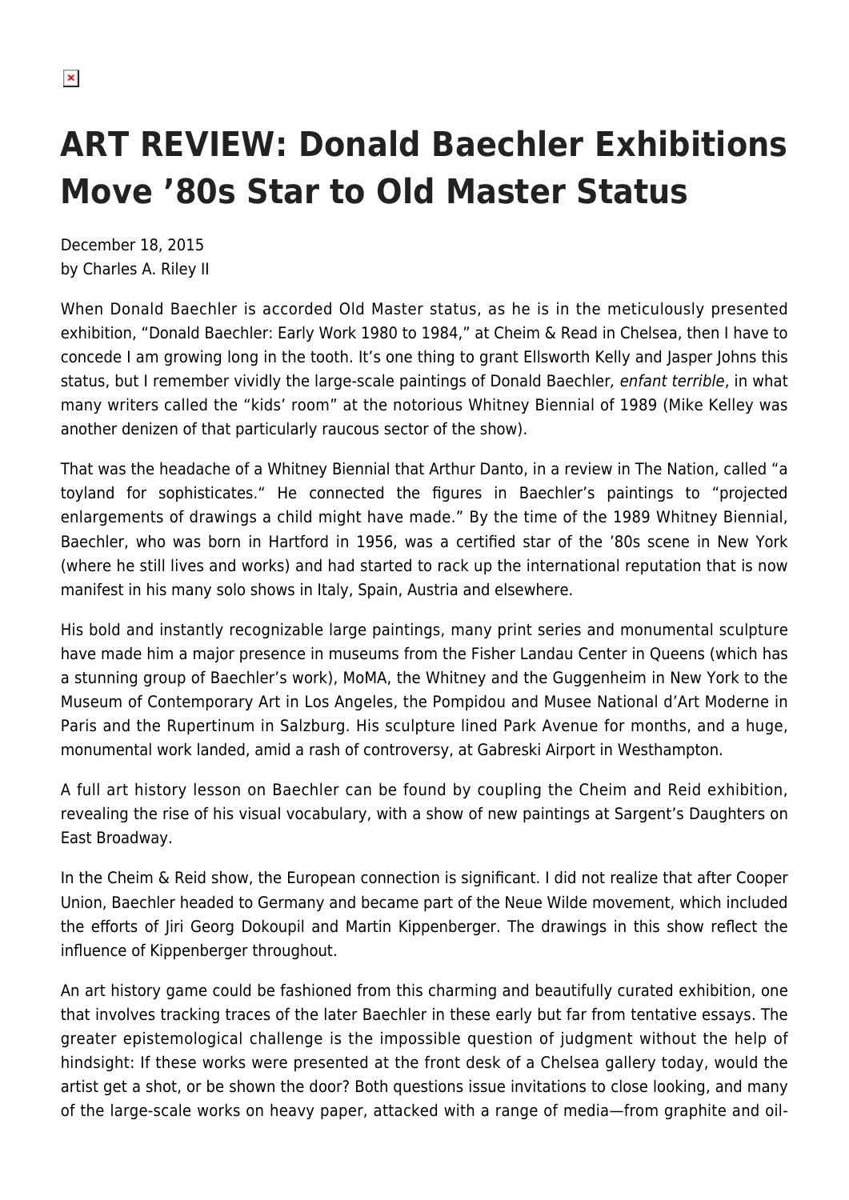# ART REVIEW: Donald Baechler Exhibitions Move '80s Star to Old Master Status

December 18, 2015
by Charles A. Riley II

When Donald Baechler is accorded Old Master status, as he is in the meticulously presented exhibition, "Donald Baechler: Early Work 1980 to 1984," at Cheim & Read in Chelsea, then I have to concede I am growing long in the tooth. It's one thing to grant Ellsworth Kelly and Jasper Johns this status, but I remember vividly the large-scale paintings of Donald Baechler*, enfant terrible*, in what many writers called the "kids' room" at the notorious Whitney Biennial of 1989 (Mike Kelley was another denizen of that particularly raucous sector of the show).

That was the headache of a Whitney Biennial that Arthur Danto, in a review in The Nation, called "a toyland for sophisticates." He connected the figures in Baechler's paintings to "projected enlargements of drawings a child might have made." By the time of the 1989 Whitney Biennial, Baechler, who was born in Hartford in 1956, was a certified star of the '80s scene in New York (where he still lives and works) and had started to rack up the international reputation that is now manifest in his many solo shows in Italy, Spain, Austria and elsewhere.

His bold and instantly recognizable large paintings, many print series and monumental sculpture have made him a major presence in museums from the Fisher Landau Center in Queens (which has a stunning group of Baechler's work), MoMA, the Whitney and the Guggenheim in New York to the Museum of Contemporary Art in Los Angeles, the Pompidou and Musee National d'Art Moderne in Paris and the Rupertinum in Salzburg. His sculpture lined Park Avenue for months, and a huge, monumental work landed, amid a rash of controversy, at Gabreski Airport in Westhampton.

A full art history lesson on Baechler can be found by coupling the Cheim and Reid exhibition, revealing the rise of his visual vocabulary, with a show of new paintings at Sargent's Daughters on East Broadway.

In the Cheim & Reid show, the European connection is significant. I did not realize that after Cooper Union, Baechler headed to Germany and became part of the Neue Wilde movement, which included the efforts of Jiri Georg Dokoupil and Martin Kippenberger. The drawings in this show reflect the influence of Kippenberger throughout.

An art history game could be fashioned from this charming and beautifully curated exhibition, one that involves tracking traces of the later Baechler in these early but far from tentative essays. The greater epistemological challenge is the impossible question of judgment without the help of hindsight: If these works were presented at the front desk of a Chelsea gallery today, would the artist get a shot, or be shown the door? Both questions issue invitations to close looking, and many of the large-scale works on heavy paper, attacked with a range of media—from graphite and oil-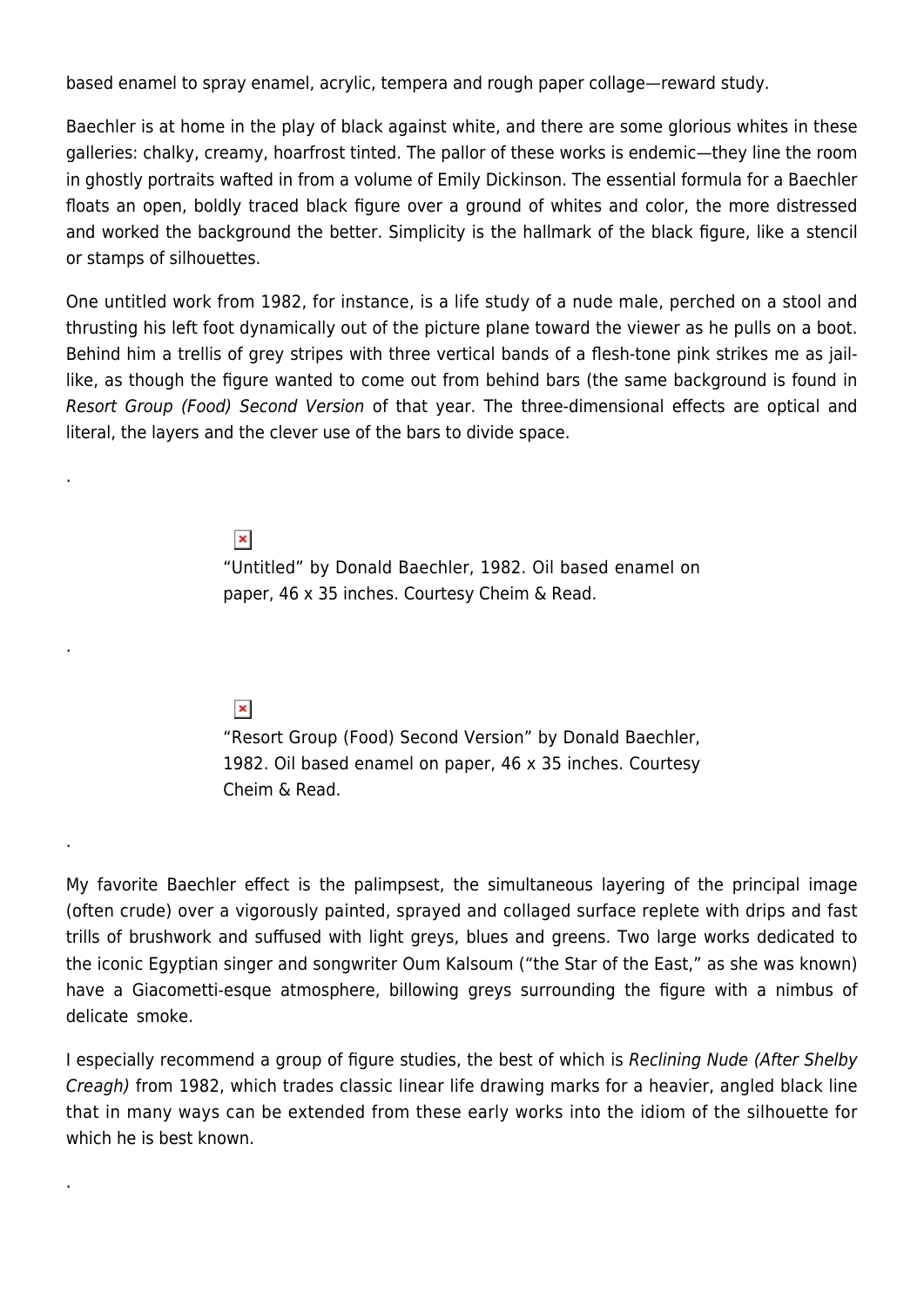based enamel to spray enamel, acrylic, tempera and rough paper collage—reward study.

Baechler is at home in the play of black against white, and there are some glorious whites in these galleries: chalky, creamy, hoarfrost tinted. The pallor of these works is endemic—they line the room in ghostly portraits wafted in from a volume of Emily Dickinson. The essential formula for a Baechler floats an open, boldly traced black figure over a ground of whites and color, the more distressed and worked the background the better. Simplicity is the hallmark of the black figure, like a stencil or stamps of silhouettes.

One untitled work from 1982, for instance, is a life study of a nude male, perched on a stool and thrusting his left foot dynamically out of the picture plane toward the viewer as he pulls on a boot. Behind him a trellis of grey stripes with three vertical bands of a flesh-tone pink strikes me as jail-like, as though the figure wanted to come out from behind bars (the same background is found in *Resort Group (Food) Second Version* of that year. The three-dimensional effects are optical and literal, the layers and the clever use of the bars to divide space.

.

"Untitled" by Donald Baechler, 1982. Oil based enamel on paper, 46 x 35 inches. Courtesy Cheim & Read.

.

"Resort Group (Food) Second Version" by Donald Baechler, 1982. Oil based enamel on paper, 46 x 35 inches. Courtesy Cheim & Read.

.

My favorite Baechler effect is the palimpsest, the simultaneous layering of the principal image (often crude) over a vigorously painted, sprayed and collaged surface replete with drips and fast trills of brushwork and suffused with light greys, blues and greens. Two large works dedicated to the iconic Egyptian singer and songwriter Oum Kalsoum ("the Star of the East," as she was known) have a Giacometti-esque atmosphere, billowing greys surrounding the figure with a nimbus of delicate smoke.

I especially recommend a group of figure studies, the best of which is *Reclining Nude (After Shelby Creagh)* from 1982, which trades classic linear life drawing marks for a heavier, angled black line that in many ways can be extended from these early works into the idiom of the silhouette for which he is best known.

.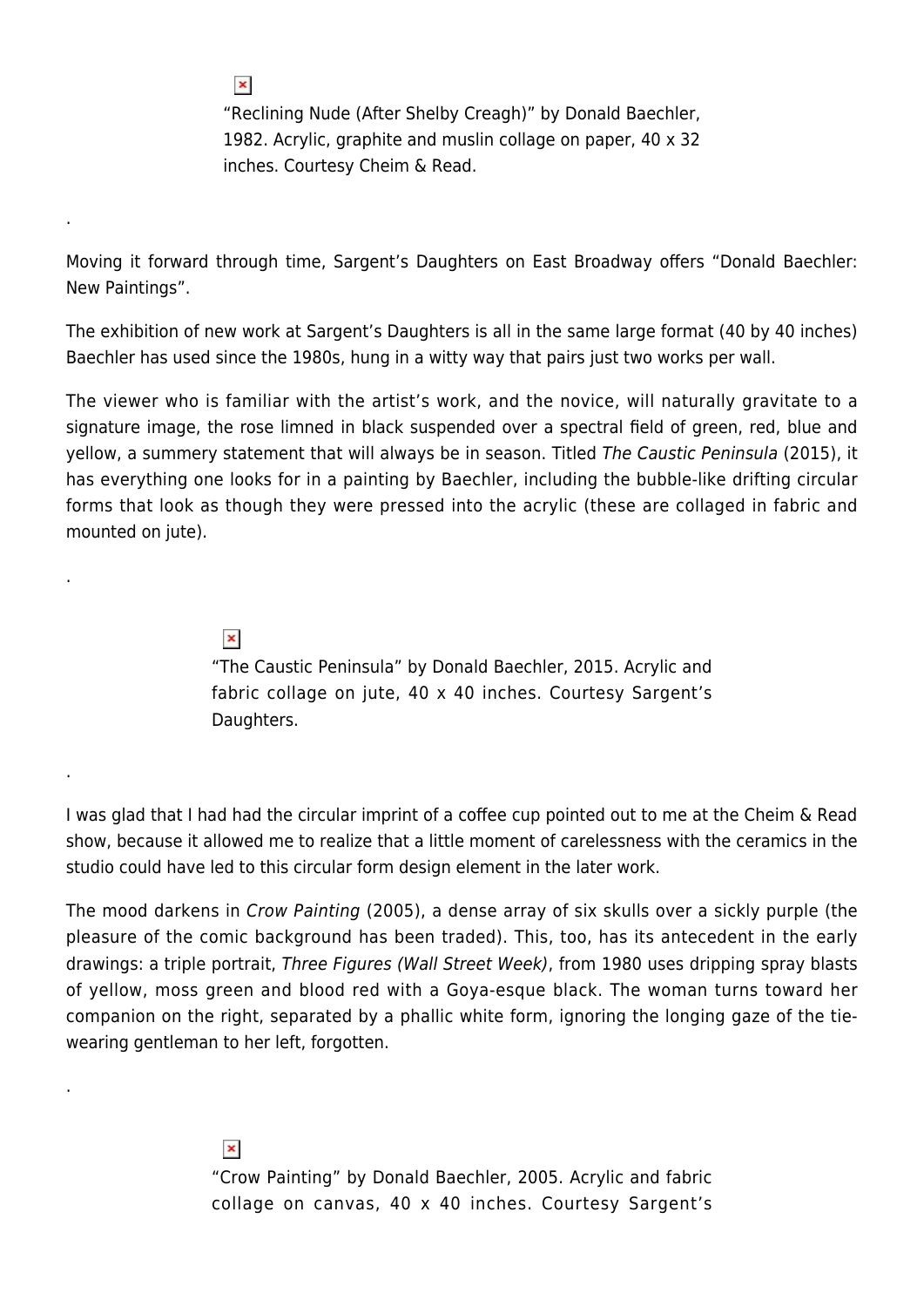"Reclining Nude (After Shelby Creagh)" by Donald Baechler, 1982. Acrylic, graphite and muslin collage on paper, 40 x 32 inches. Courtesy Cheim & Read.

.

Moving it forward through time, Sargent's Daughters on East Broadway offers "Donald Baechler: New Paintings".

The exhibition of new work at Sargent's Daughters is all in the same large format (40 by 40 inches) Baechler has used since the 1980s, hung in a witty way that pairs just two works per wall.

The viewer who is familiar with the artist's work, and the novice, will naturally gravitate to a signature image, the rose limned in black suspended over a spectral field of green, red, blue and yellow, a summery statement that will always be in season. Titled *The Caustic Peninsula* (2015), it has everything one looks for in a painting by Baechler, including the bubble-like drifting circular forms that look as though they were pressed into the acrylic (these are collaged in fabric and mounted on jute).

.

"The Caustic Peninsula" by Donald Baechler, 2015. Acrylic and fabric collage on jute, 40 x 40 inches. Courtesy Sargent's Daughters.

.

I was glad that I had had the circular imprint of a coffee cup pointed out to me at the Cheim & Read show, because it allowed me to realize that a little moment of carelessness with the ceramics in the studio could have led to this circular form design element in the later work.

The mood darkens in *Crow Painting* (2005), a dense array of six skulls over a sickly purple (the pleasure of the comic background has been traded). This, too, has its antecedent in the early drawings: a triple portrait, *Three Figures (Wall Street Week)*, from 1980 uses dripping spray blasts of yellow, moss green and blood red with a Goya-esque black. The woman turns toward her companion on the right, separated by a phallic white form, ignoring the longing gaze of the tie-wearing gentleman to her left, forgotten.

.

"Crow Painting" by Donald Baechler, 2005. Acrylic and fabric collage on canvas, 40 x 40 inches. Courtesy Sargent's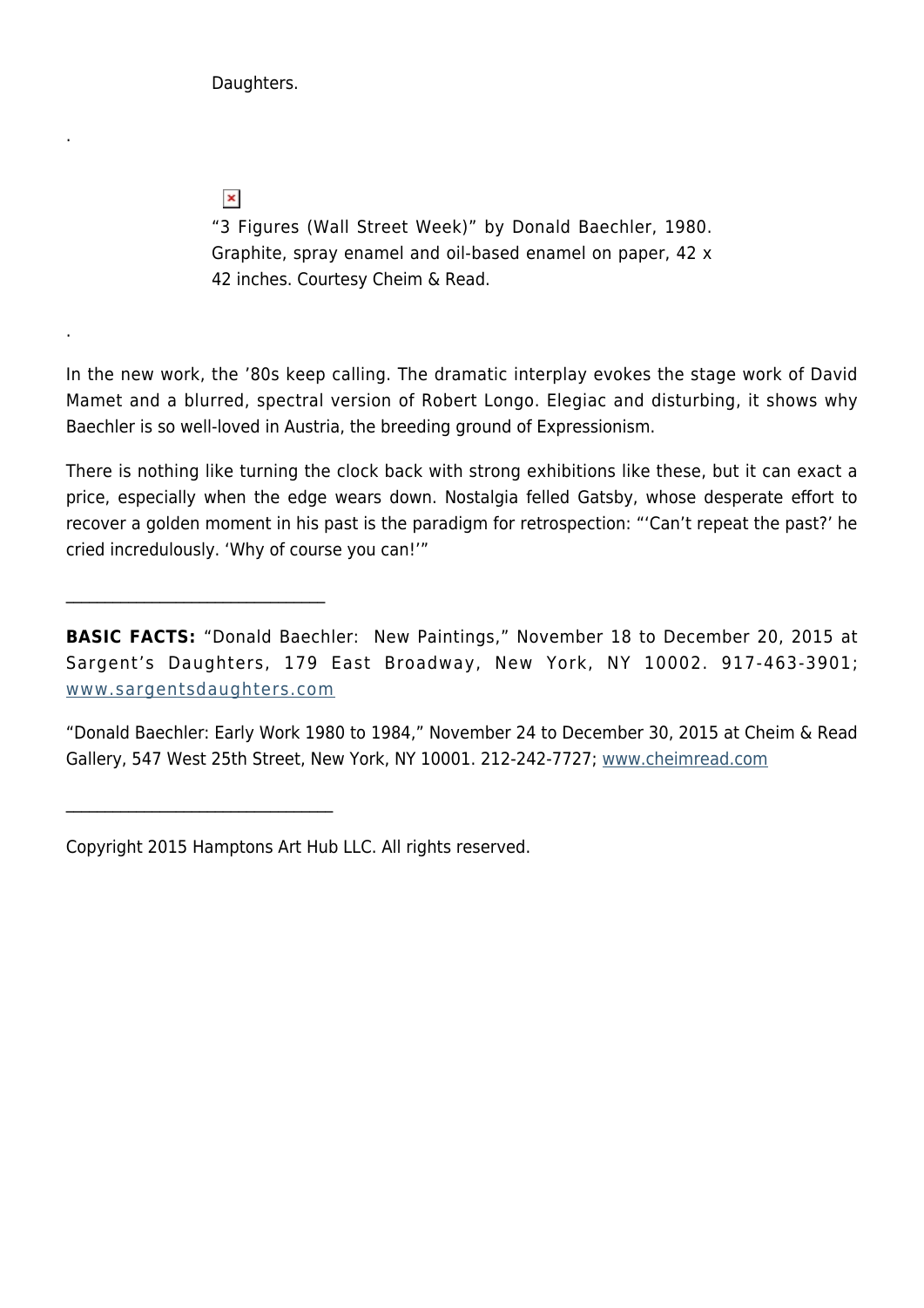Daughters.

.

"3 Figures (Wall Street Week)" by Donald Baechler, 1980. Graphite, spray enamel and oil-based enamel on paper, 42 x 42 inches. Courtesy Cheim & Read.

.

In the new work, the '80s keep calling. The dramatic interplay evokes the stage work of David Mamet and a blurred, spectral version of Robert Longo. Elegiac and disturbing, it shows why Baechler is so well-loved in Austria, the breeding ground of Expressionism.

There is nothing like turning the clock back with strong exhibitions like these, but it can exact a price, especially when the edge wears down. Nostalgia felled Gatsby, whose desperate effort to recover a golden moment in his past is the paradigm for retrospection: "'Can't repeat the past?' he cried incredulously. 'Why of course you can!'"

---

**BASIC FACTS:** "Donald Baechler: New Paintings," November 18 to December 20, 2015 at Sargent's Daughters, 179 East Broadway, New York, NY 10002. 917-463-3901; [www.sargentsdaughters.com](http://www.sargentsdaughters.com)

"Donald Baechler: Early Work 1980 to 1984," November 24 to December 30, 2015 at Cheim & Read Gallery, 547 West 25th Street, New York, NY 10001. 212-242-7727; [www.cheimread.com](http://www.cheimread.com)

---

Copyright 2015 Hamptons Art Hub LLC. All rights reserved.